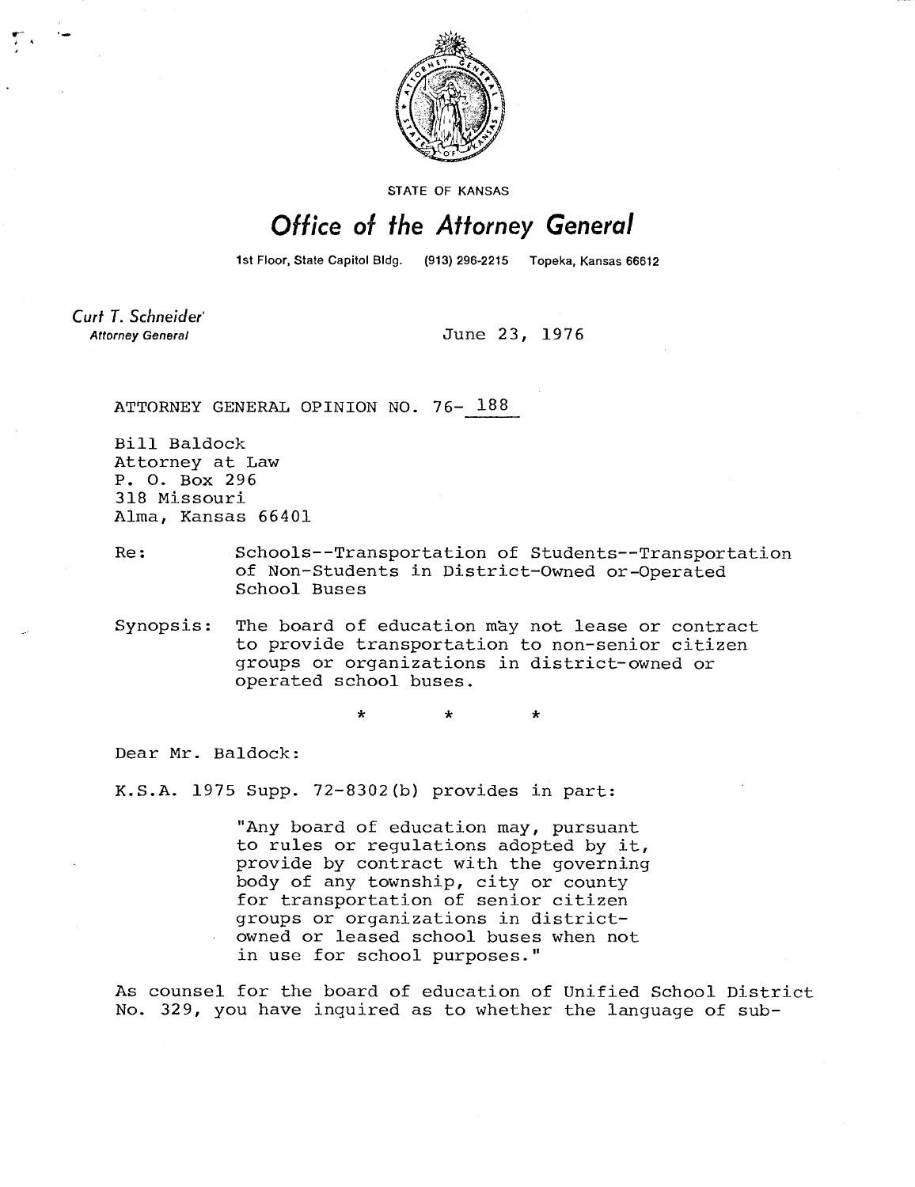STATE OF KANSAS

# Office of the Attorney General

1st Floor, State Capitol Bldg. (913) 296-2215 Topeka, Kansas 66612

*Curt T. Schneider*
*Attorney General*

June 23, 1976

ATTORNEY GENERAL OPINION NO. 76- 188

Bill Baldock
Attorney at Law
P. O. Box 296
318 Missouri
Alma, Kansas 66401

Re: Schools--Transportation of Students--Transportation of Non-Students in District-Owned or-Operated School Buses

Synopsis: The board of education may not lease or contract to provide transportation to non-senior citizen groups or organizations in district-owned or operated school buses.

\* \* \*

Dear Mr. Baldock:

K.S.A. 1975 Supp. 72-8302(b) provides in part:

> "Any board of education may, pursuant to rules or regulations adopted by it, provide by contract with the governing body of any township, city or county for transportation of senior citizen groups or organizations in district-owned or leased school buses when not in use for school purposes."

As counsel for the board of education of Unified School District No. 329, you have inquired as to whether the language of sub-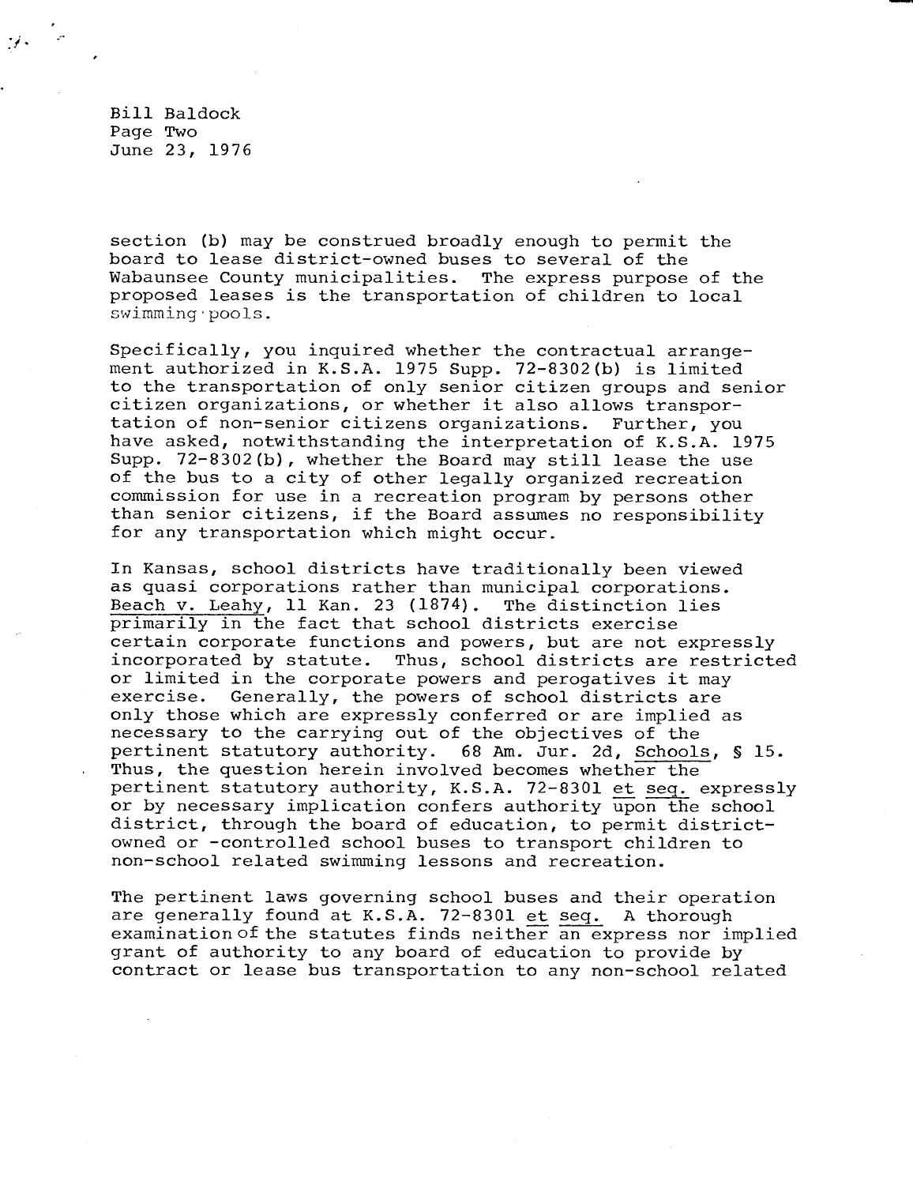section (b) may be construed broadly enough to permit the board to lease district-owned buses to several of the Wabaunsee County municipalities. The express purpose of the proposed leases is the transportation of children to local swimming pools.

Specifically, you inquired whether the contractual arrangement authorized in K.S.A. 1975 Supp. 72-8302(b) is limited to the transportation of only senior citizen groups and senior citizen organizations, or whether it also allows transportation of non-senior citizens organizations. Further, you have asked, notwithstanding the interpretation of K.S.A. 1975 Supp. 72-8302(b), whether the Board may still lease the use of the bus to a city of other legally organized recreation commission for use in a recreation program by persons other than senior citizens, if the Board assumes no responsibility for any transportation which might occur.

In Kansas, school districts have traditionally been viewed as quasi corporations rather than municipal corporations. Beach v. Leahy, 11 Kan. 23 (1874). The distinction lies primarily in the fact that school districts exercise certain corporate functions and powers, but are not expressly incorporated by statute. Thus, school districts are restricted or limited in the corporate powers and perogatives it may exercise. Generally, the powers of school districts are only those which are expressly conferred or are implied as necessary to the carrying out of the objectives of the pertinent statutory authority. 68 Am. Jur. 2d, Schools, § 15. Thus, the question herein involved becomes whether the pertinent statutory authority, K.S.A. 72-8301 *et seq.* expressly or by necessary implication confers authority upon the school district, through the board of education, to permit district-owned or -controlled school buses to transport children to non-school related swimming lessons and recreation.

The pertinent laws governing school buses and their operation are generally found at K.S.A. 72-8301 *et seq.* A thorough examination of the statutes finds neither an express nor implied grant of authority to any board of education to provide by contract or lease bus transportation to any non-school related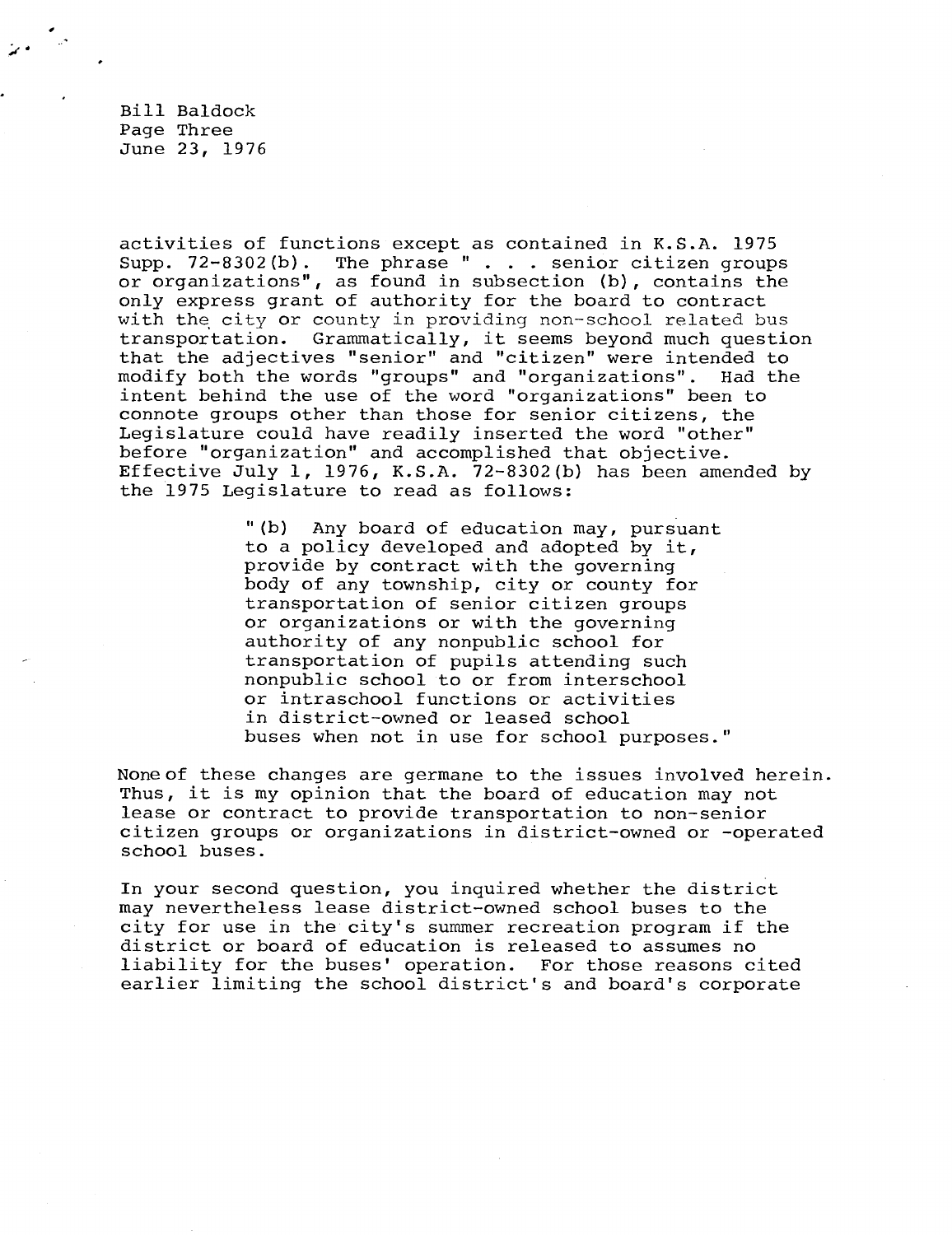activities of functions except as contained in K.S.A. 1975 Supp. 72-8302(b). The phrase " . . . senior citizen groups or organizations", as found in subsection (b), contains the only express grant of authority for the board to contract with the city or county in providing non-school related bus transportation. Grammatically, it seems beyond much question that the adjectives "senior" and "citizen" were intended to modify both the words "groups" and "organizations". Had the intent behind the use of the word "organizations" been to connote groups other than those for senior citizens, the Legislature could have readily inserted the word "other" before "organization" and accomplished that objective. Effective July 1, 1976, K.S.A. 72-8302(b) has been amended by the 1975 Legislature to read as follows:

> "(b) Any board of education may, pursuant to a policy developed and adopted by it, provide by contract with the governing body of any township, city or county for transportation of senior citizen groups or organizations or with the governing authority of any nonpublic school for transportation of pupils attending such nonpublic school to or from interschool or intraschool functions or activities in district-owned or leased school buses when not in use for school purposes."

None of these changes are germane to the issues involved herein. Thus, it is my opinion that the board of education may not lease or contract to provide transportation to non-senior citizen groups or organizations in district-owned or -operated school buses.

In your second question, you inquired whether the district may nevertheless lease district-owned school buses to the city for use in the city's summer recreation program if the district or board of education is released to assumes no liability for the buses' operation. For those reasons cited earlier limiting the school district's and board's corporate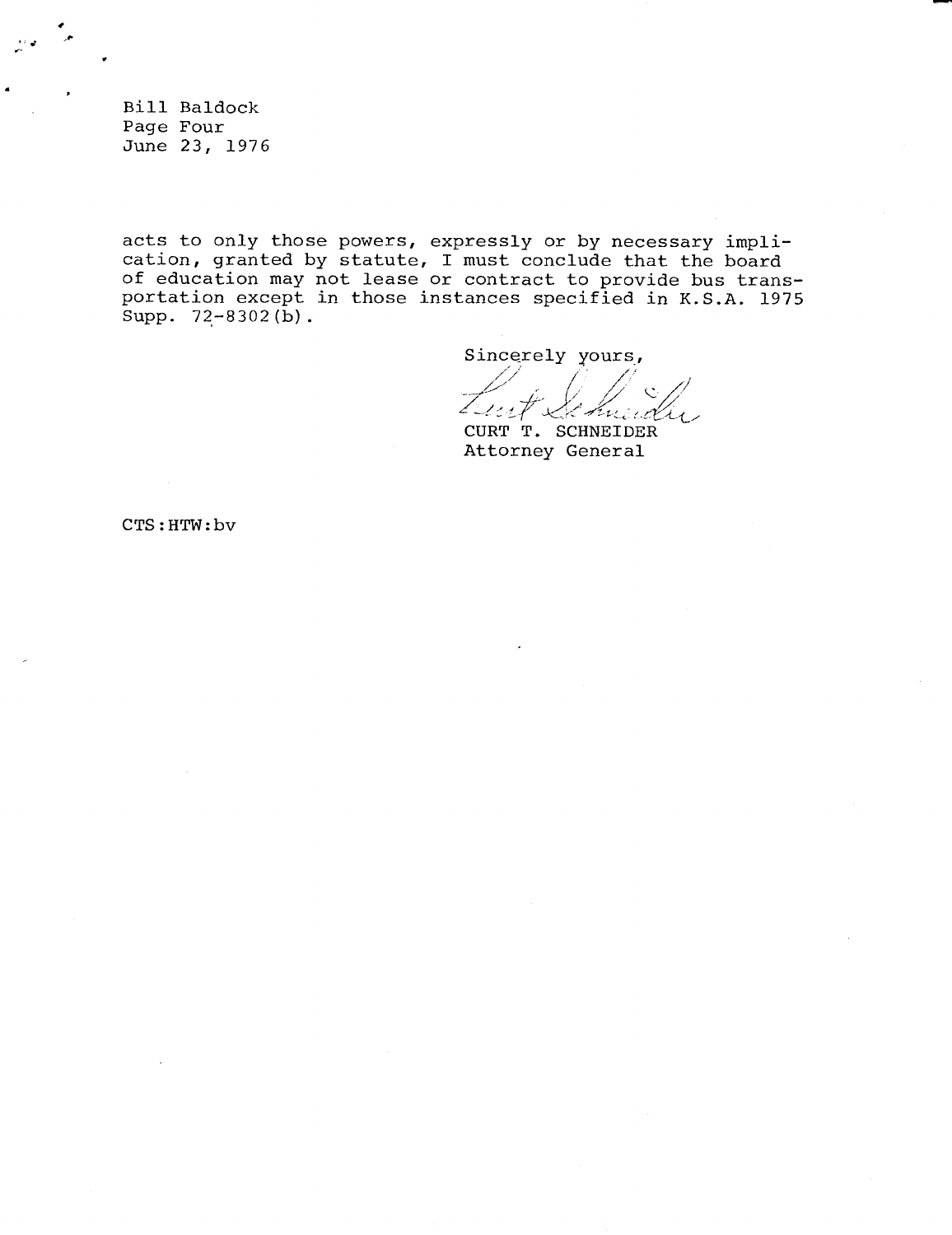acts to only those powers, expressly or by necessary implication, granted by statute, I must conclude that the board of education may not lease or contract to provide bus transportation except in those instances specified in K.S.A. 1975 Supp. 72-8302(b).

Sincerely yours,

CURT T. SCHNEIDER
Attorney General

CTS:HTW:bv